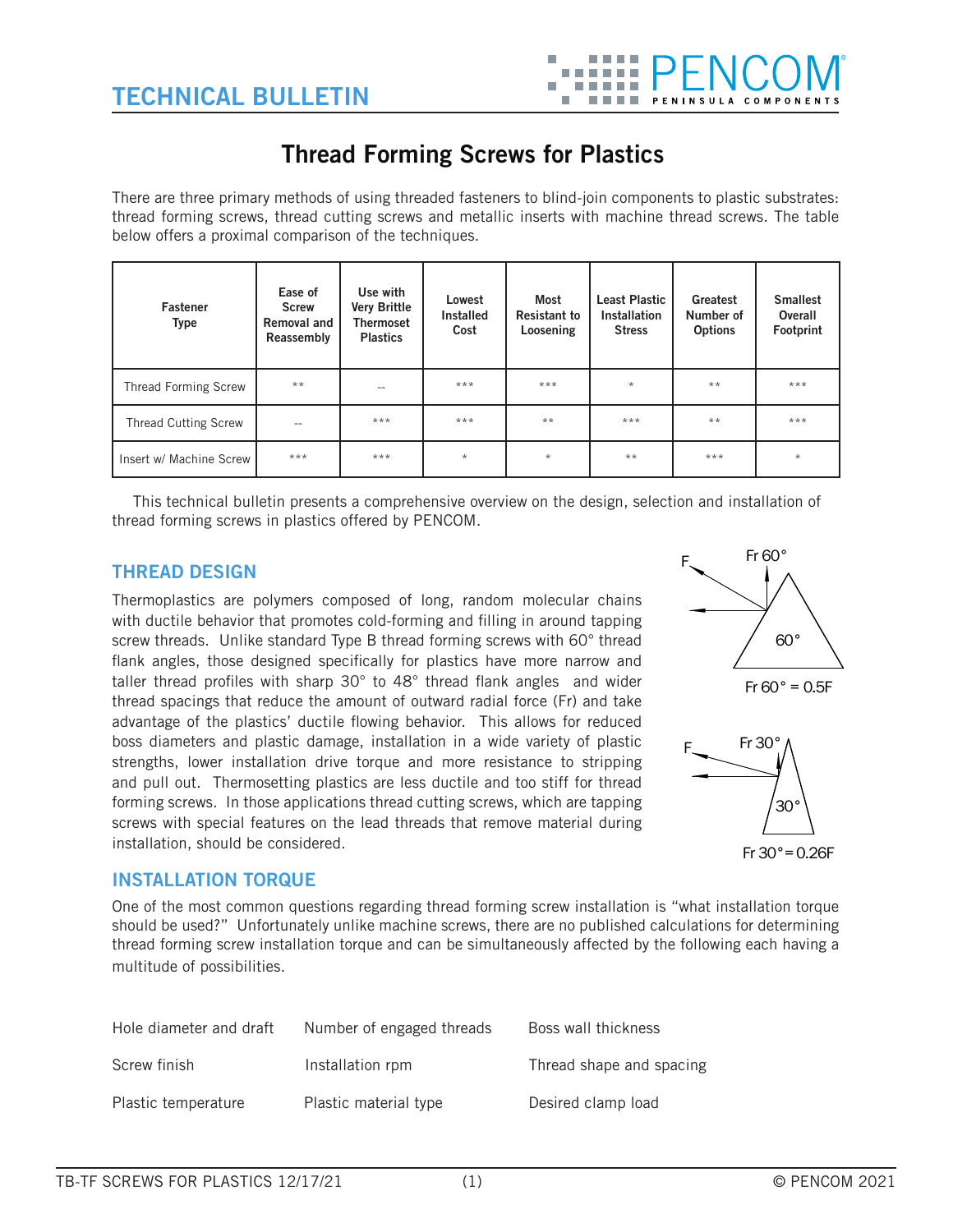# TECHNICAL BULLETIN

## Thread Forming Screws for Plastics

There are three primary methods of using threaded fasteners to blind-join components to plastic substrates: thread forming screws, thread cutting screws and metallic inserts with machine thread screws. The table below offers a proximal comparison of the techniques.

| Fastener Type | Ease of Screw Removal and Reassembly | Use with Very Brittle Thermoset Plastics | Lowest Installed Cost | Most Resistant to Loosening | Least Plastic Installation Stress | Greatest Number of Options | Smallest Overall Footprint |
|---|---|---|---|---|---|---|---|
| Thread Forming Screw | ** | -- | *** | *** | * | ** | *** |
| Thread Cutting Screw | -- | *** | *** | ** | *** | ** | *** |
| Insert w/ Machine Screw | *** | *** | * | * | ** | *** | * |

This technical bulletin presents a comprehensive overview on the design, selection and installation of thread forming screws in plastics offered by PENCOM.

### THREAD DESIGN

Thermoplastics are polymers composed of long, random molecular chains with ductile behavior that promotes cold-forming and filling in around tapping screw threads. Unlike standard Type B thread forming screws with 60° thread flank angles, those designed specifically for plastics have more narrow and taller thread profiles with sharp 30° to 48° thread flank angles and wider thread spacings that reduce the amount of outward radial force (Fr) and take advantage of the plastics' ductile flowing behavior. This allows for reduced boss diameters and plastic damage, installation in a wide variety of plastic strengths, lower installation drive torque and more resistance to stripping and pull out. Thermosetting plastics are less ductile and too stiff for thread forming screws. In those applications thread cutting screws, which are tapping screws with special features on the lead threads that remove material during installation, should be considered.

Fr 60° = 0.5F

Fr 30° = 0.26F

### INSTALLATION TORQUE

One of the most common questions regarding thread forming screw installation is "what installation torque should be used?" Unfortunately unlike machine screws, there are no published calculations for determining thread forming screw installation torque and can be simultaneously affected by the following each having a multitude of possibilities.

| | | |
|---|---|---|
| Hole diameter and draft | Number of engaged threads | Boss wall thickness |
| Screw finish | Installation rpm | Thread shape and spacing |
| Plastic temperature | Plastic material type | Desired clamp load |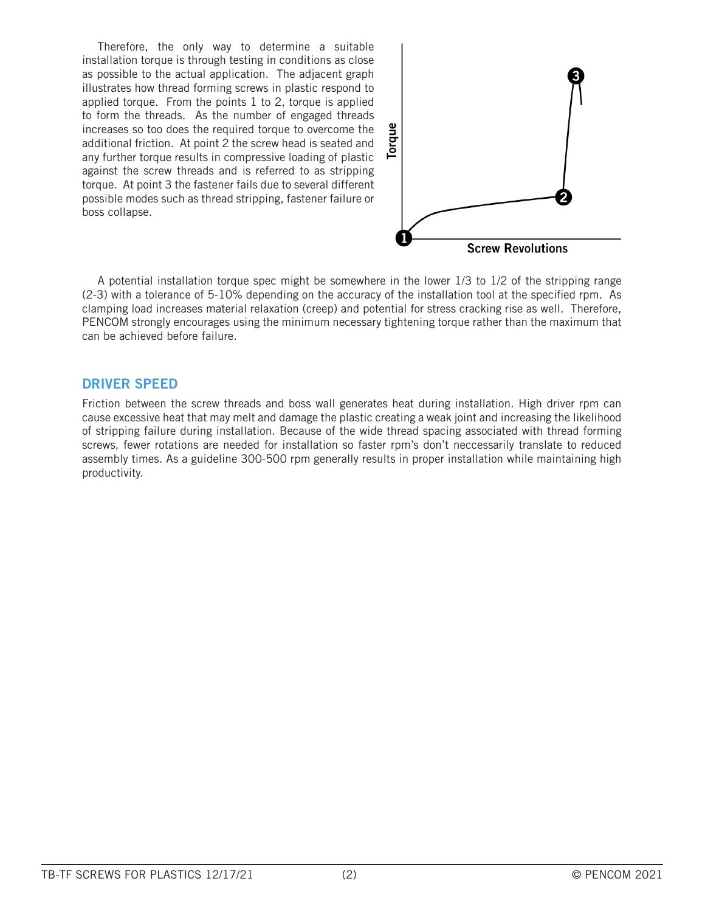Therefore, the only way to determine a suitable installation torque is through testing in conditions as close as possible to the actual application. The adjacent graph illustrates how thread forming screws in plastic respond to applied torque. From the points 1 to 2, torque is applied to form the threads. As the number of engaged threads increases so too does the required torque to overcome the additional friction. At point 2 the screw head is seated and any further torque results in compressive loading of plastic against the screw threads and is referred to as stripping torque. At point 3 the fastener fails due to several different possible modes such as thread stripping, fastener failure or boss collapse.

A potential installation torque spec might be somewhere in the lower 1/3 to 1/2 of the stripping range (2-3) with a tolerance of 5-10% depending on the accuracy of the installation tool at the specified rpm. As clamping load increases material relaxation (creep) and potential for stress cracking rise as well. Therefore, PENCOM strongly encourages using the minimum necessary tightening torque rather than the maximum that can be achieved before failure.

## DRIVER SPEED

Friction between the screw threads and boss wall generates heat during installation. High driver rpm can cause excessive heat that may melt and damage the plastic creating a weak joint and increasing the likelihood of stripping failure during installation. Because of the wide thread spacing associated with thread forming screws, fewer rotations are needed for installation so faster rpm's don't neccessarily translate to reduced assembly times. As a guideline 300-500 rpm generally results in proper installation while maintaining high productivity.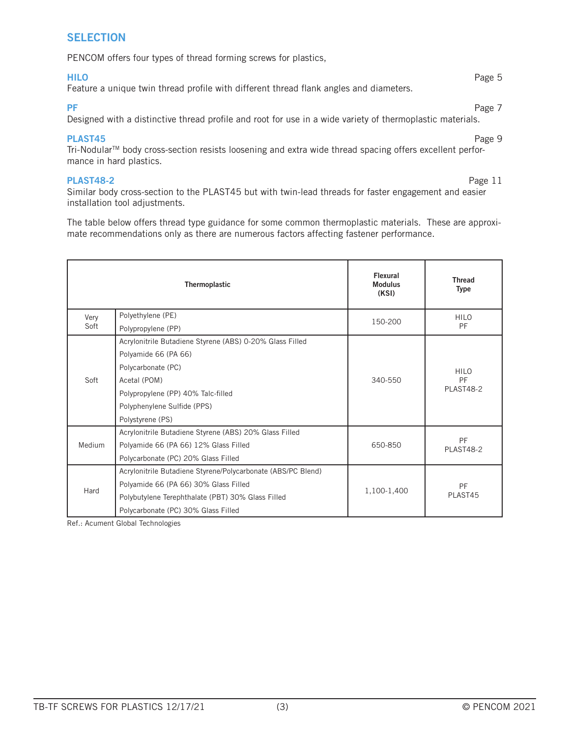## SELECTION

PENCOM offers four types of thread forming screws for plastics,

**HILO** Page 5

Feature a unique twin thread profile with different thread flank angles and diameters.

**PF** Page 7

Designed with a distinctive thread profile and root for use in a wide variety of thermoplastic materials.

**PLAST45** Page 9

Tri-Nodular™ body cross-section resists loosening and extra wide thread spacing offers excellent performance in hard plastics.

**PLAST48-2** Page 11

Similar body cross-section to the PLAST45 but with twin-lead threads for faster engagement and easier installation tool adjustments.

The table below offers thread type guidance for some common thermoplastic materials. These are approximate recommendations only as there are numerous factors affecting fastener performance.

| Thermoplastic | | Flexural Modulus (KSI) | Thread Type |
|---|---|---|---|
| Very Soft | Polyethylene (PE)<br>Polypropylene (PP) | 150-200 | HILO<br>PF |
| Soft | Acrylonitrile Butadiene Styrene (ABS) 0-20% Glass Filled<br>Polyamide 66 (PA 66)<br>Polycarbonate (PC)<br>Acetal (POM)<br>Polypropylene (PP) 40% Talc-filled<br>Polyphenylene Sulfide (PPS)<br>Polystyrene (PS) | 340-550 | HILO<br>PF<br>PLAST48-2 |
| Medium | Acrylonitrile Butadiene Styrene (ABS) 20% Glass Filled<br>Polyamide 66 (PA 66) 12% Glass Filled<br>Polycarbonate (PC) 20% Glass Filled | 650-850 | PF<br>PLAST48-2 |
| Hard | Acrylonitrile Butadiene Styrene/Polycarbonate (ABS/PC Blend)<br>Polyamide 66 (PA 66) 30% Glass Filled<br>Polybutylene Terephthalate (PBT) 30% Glass Filled<br>Polycarbonate (PC) 30% Glass Filled | 1,100-1,400 | PF<br>PLAST45 |

Ref.: Acument Global Technologies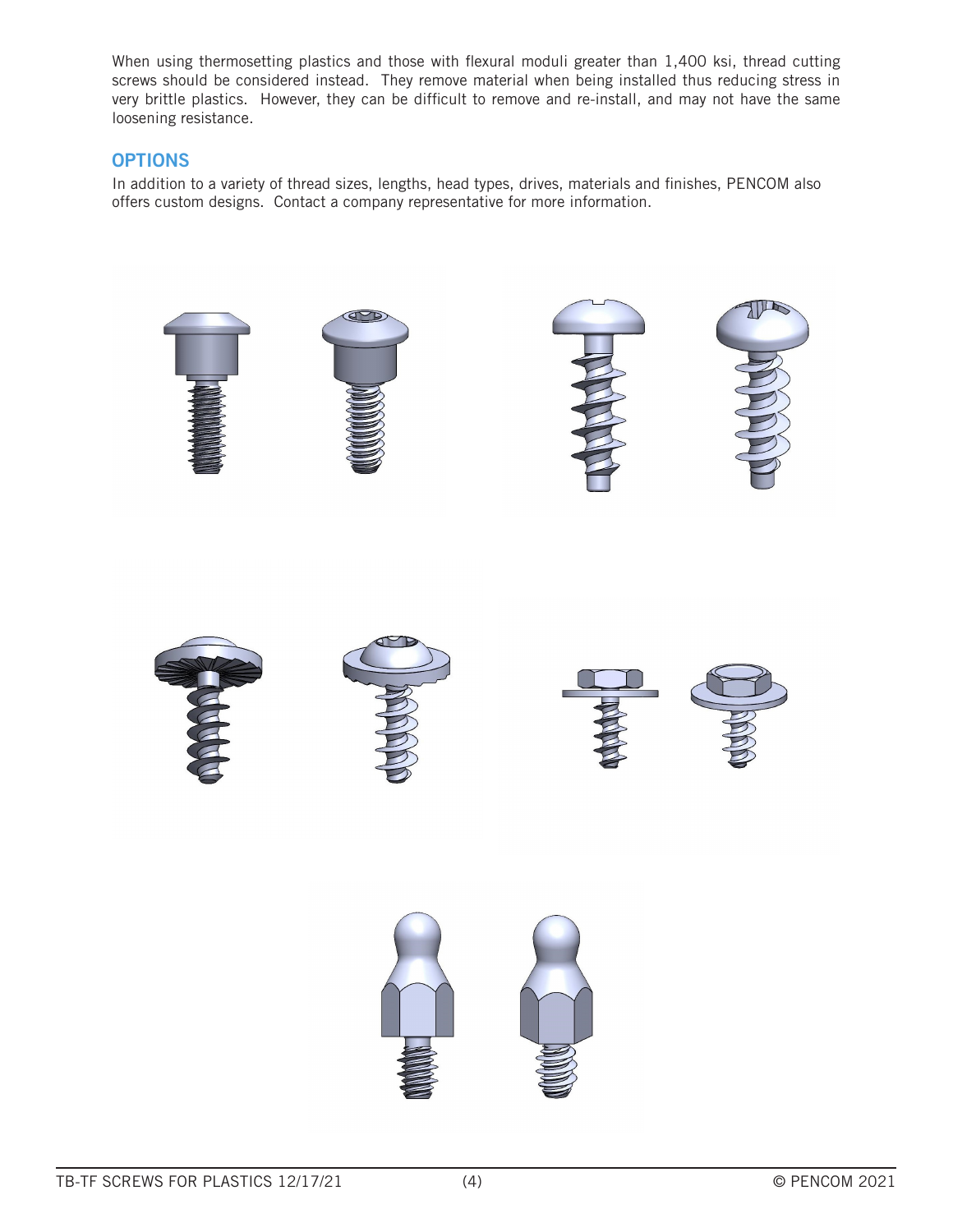When using thermosetting plastics and those with flexural moduli greater than 1,400 ksi, thread cutting screws should be considered instead. They remove material when being installed thus reducing stress in very brittle plastics. However, they can be difficult to remove and re-install, and may not have the same loosening resistance.

## OPTIONS

In addition to a variety of thread sizes, lengths, head types, drives, materials and finishes, PENCOM also offers custom designs. Contact a company representative for more information.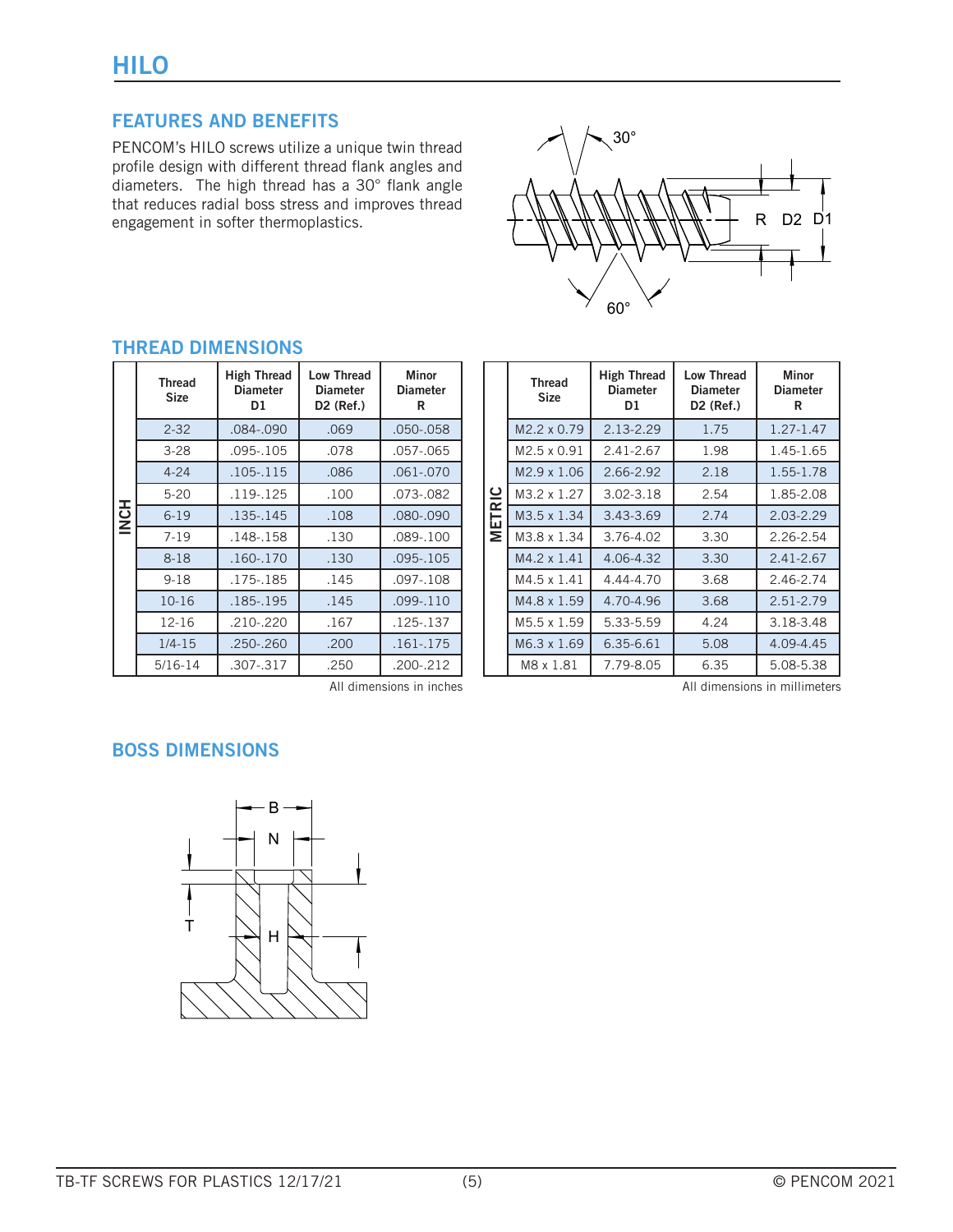# HILO

## FEATURES AND BENEFITS

PENCOM's HILO screws utilize a unique twin thread profile design with different thread flank angles and diameters. The high thread has a 30° flank angle that reduces radial boss stress and improves thread engagement in softer thermoplastics.

## THREAD DIMENSIONS

**INCH**

| Thread Size | High Thread Diameter D1 | Low Thread Diameter D2 (Ref.) | Minor Diameter R |
|---|---|---|---|
| 2-32 | .084-.090 | .069 | .050-.058 |
| 3-28 | .095-.105 | .078 | .057-.065 |
| 4-24 | .105-.115 | .086 | .061-.070 |
| 5-20 | .119-.125 | .100 | .073-.082 |
| 6-19 | .135-.145 | .108 | .080-.090 |
| 7-19 | .148-.158 | .130 | .089-.100 |
| 8-18 | .160-.170 | .130 | .095-.105 |
| 9-18 | .175-.185 | .145 | .097-.108 |
| 10-16 | .185-.195 | .145 | .099-.110 |
| 12-16 | .210-.220 | .167 | .125-.137 |
| 1/4-15 | .250-.260 | .200 | .161-.175 |
| 5/16-14 | .307-.317 | .250 | .200-.212 |

All dimensions in inches

**METRIC**

| Thread Size | High Thread Diameter D1 | Low Thread Diameter D2 (Ref.) | Minor Diameter R |
|---|---|---|---|
| M2.2 x 0.79 | 2.13-2.29 | 1.75 | 1.27-1.47 |
| M2.5 x 0.91 | 2.41-2.67 | 1.98 | 1.45-1.65 |
| M2.9 x 1.06 | 2.66-2.92 | 2.18 | 1.55-1.78 |
| M3.2 x 1.27 | 3.02-3.18 | 2.54 | 1.85-2.08 |
| M3.5 x 1.34 | 3.43-3.69 | 2.74 | 2.03-2.29 |
| M3.8 x 1.34 | 3.76-4.02 | 3.30 | 2.26-2.54 |
| M4.2 x 1.41 | 4.06-4.32 | 3.30 | 2.41-2.67 |
| M4.5 x 1.41 | 4.44-4.70 | 3.68 | 2.46-2.74 |
| M4.8 x 1.59 | 4.70-4.96 | 3.68 | 2.51-2.79 |
| M5.5 x 1.59 | 5.33-5.59 | 4.24 | 3.18-3.48 |
| M6.3 x 1.69 | 6.35-6.61 | 5.08 | 4.09-4.45 |
| M8 x 1.81 | 7.79-8.05 | 6.35 | 5.08-5.38 |

All dimensions in millimeters

## BOSS DIMENSIONS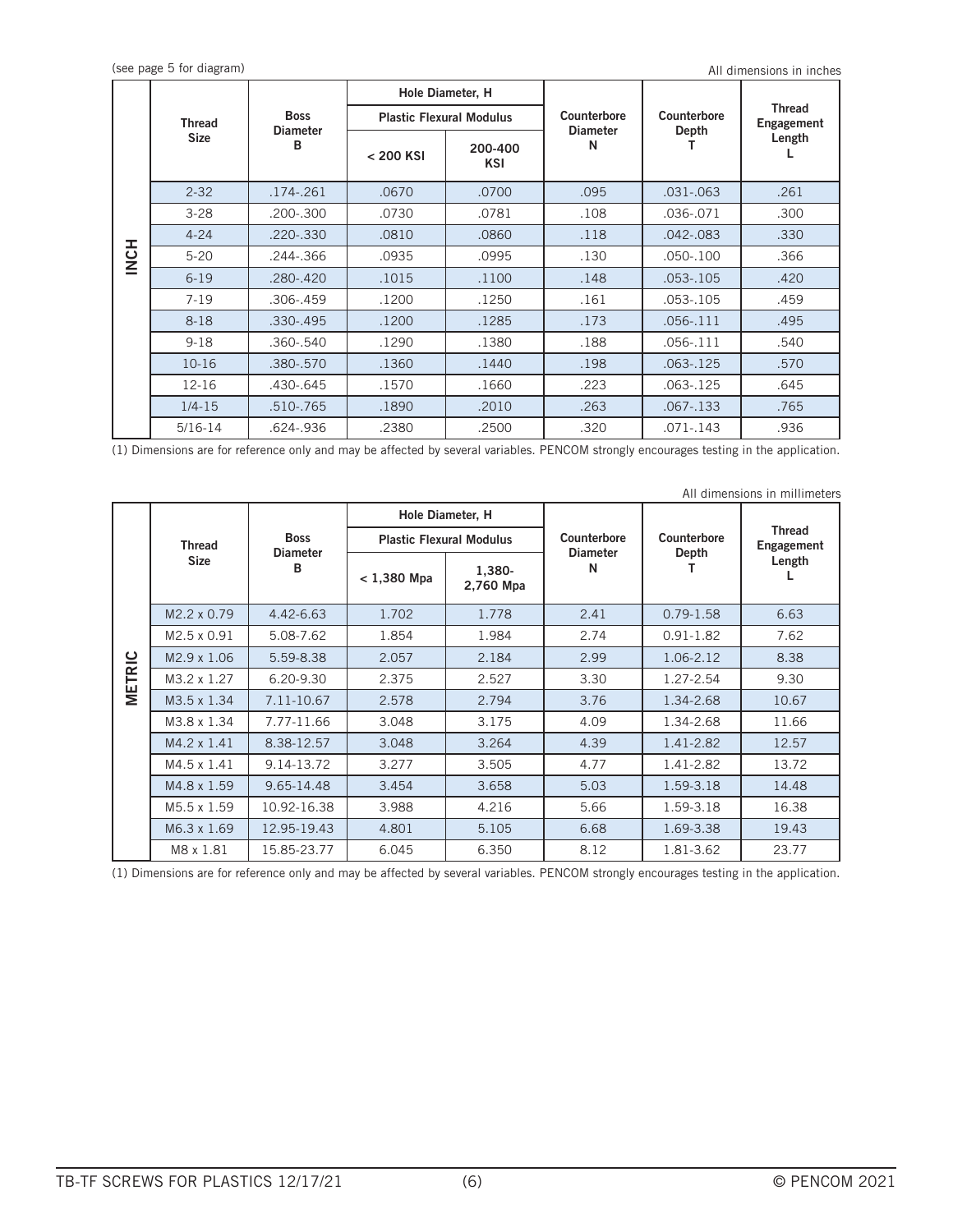(see page 5 for diagram)

All dimensions in inches

| | Thread Size | Boss Diameter B | Hole Diameter, H | | Counterbore Diameter N | Counterbore Depth T | Thread Engagement Length L |
|---|---|---|---|---|---|---|---|
| | | | Plastic Flexural Modulus | | | | |
| | | | < 200 KSI | 200-400 KSI | | | |
| INCH | 2-32 | .174-.261 | .0670 | .0700 | .095 | .031-.063 | .261 |
| | 3-28 | .200-.300 | .0730 | .0781 | .108 | .036-.071 | .300 |
| | 4-24 | .220-.330 | .0810 | .0860 | .118 | .042-.083 | .330 |
| | 5-20 | .244-.366 | .0935 | .0995 | .130 | .050-.100 | .366 |
| | 6-19 | .280-.420 | .1015 | .1100 | .148 | .053-.105 | .420 |
| | 7-19 | .306-.459 | .1200 | .1250 | .161 | .053-.105 | .459 |
| | 8-18 | .330-.495 | .1200 | .1285 | .173 | .056-.111 | .495 |
| | 9-18 | .360-.540 | .1290 | .1380 | .188 | .056-.111 | .540 |
| | 10-16 | .380-.570 | .1360 | .1440 | .198 | .063-.125 | .570 |
| | 12-16 | .430-.645 | .1570 | .1660 | .223 | .063-.125 | .645 |
| | 1/4-15 | .510-.765 | .1890 | .2010 | .263 | .067-.133 | .765 |
| | 5/16-14 | .624-.936 | .2380 | .2500 | .320 | .071-.143 | .936 |

(1) Dimensions are for reference only and may be affected by several variables. PENCOM strongly encourages testing in the application.

All dimensions in millimeters

| | Thread Size | Boss Diameter B | Hole Diameter, H | | Counterbore Diameter N | Counterbore Depth T | Thread Engagement Length L |
|---|---|---|---|---|---|---|---|
| | | | Plastic Flexural Modulus | | | | |
| | | | < 1,380 Mpa | 1,380-2,760 Mpa | | | |
| METRIC | M2.2 x 0.79 | 4.42-6.63 | 1.702 | 1.778 | 2.41 | 0.79-1.58 | 6.63 |
| | M2.5 x 0.91 | 5.08-7.62 | 1.854 | 1.984 | 2.74 | 0.91-1.82 | 7.62 |
| | M2.9 x 1.06 | 5.59-8.38 | 2.057 | 2.184 | 2.99 | 1.06-2.12 | 8.38 |
| | M3.2 x 1.27 | 6.20-9.30 | 2.375 | 2.527 | 3.30 | 1.27-2.54 | 9.30 |
| | M3.5 x 1.34 | 7.11-10.67 | 2.578 | 2.794 | 3.76 | 1.34-2.68 | 10.67 |
| | M3.8 x 1.34 | 7.77-11.66 | 3.048 | 3.175 | 4.09 | 1.34-2.68 | 11.66 |
| | M4.2 x 1.41 | 8.38-12.57 | 3.048 | 3.264 | 4.39 | 1.41-2.82 | 12.57 |
| | M4.5 x 1.41 | 9.14-13.72 | 3.277 | 3.505 | 4.77 | 1.41-2.82 | 13.72 |
| | M4.8 x 1.59 | 9.65-14.48 | 3.454 | 3.658 | 5.03 | 1.59-3.18 | 14.48 |
| | M5.5 x 1.59 | 10.92-16.38 | 3.988 | 4.216 | 5.66 | 1.59-3.18 | 16.38 |
| | M6.3 x 1.69 | 12.95-19.43 | 4.801 | 5.105 | 6.68 | 1.69-3.38 | 19.43 |
| | M8 x 1.81 | 15.85-23.77 | 6.045 | 6.350 | 8.12 | 1.81-3.62 | 23.77 |

(1) Dimensions are for reference only and may be affected by several variables. PENCOM strongly encourages testing in the application.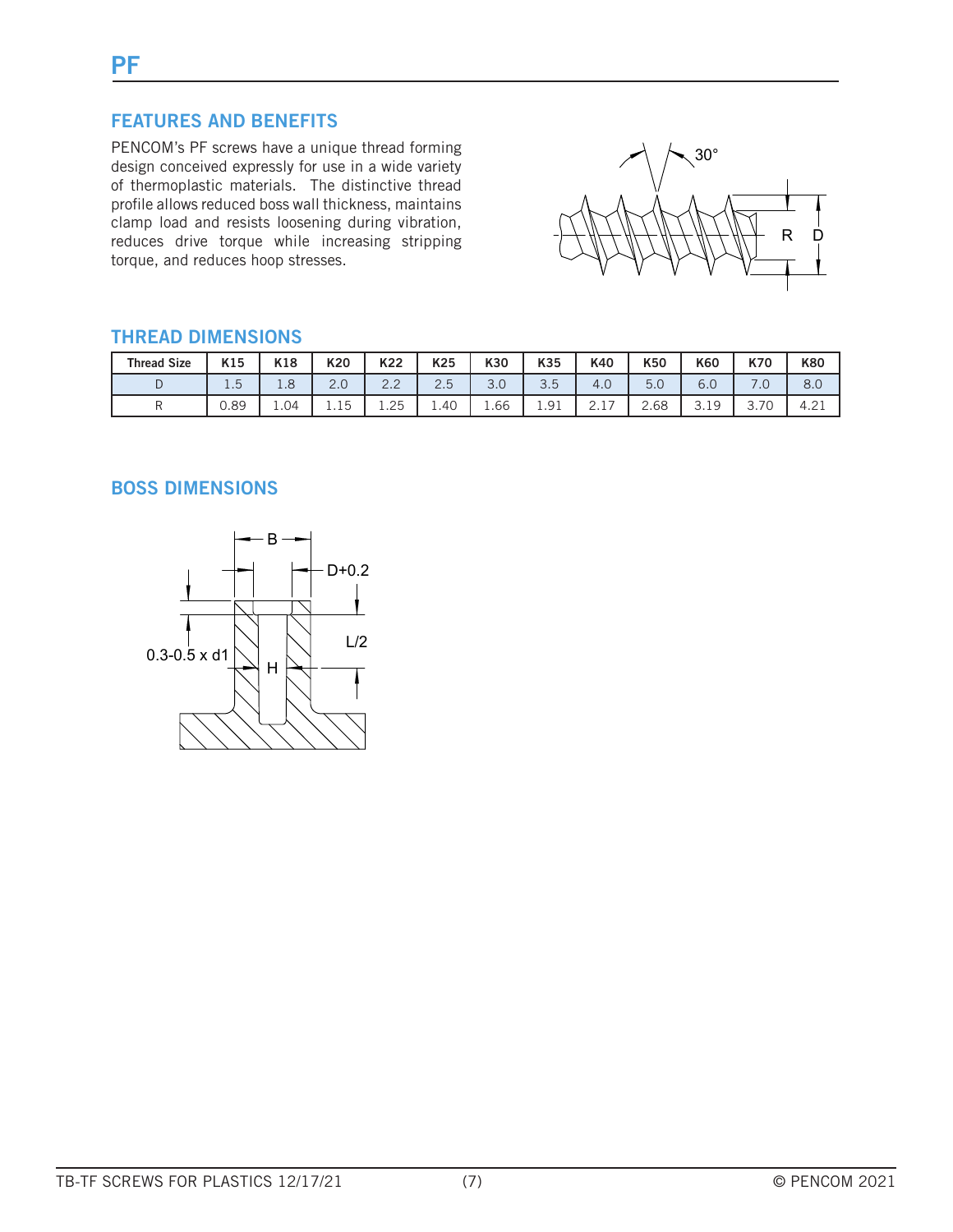# PF

## FEATURES AND BENEFITS

PENCOM's PF screws have a unique thread forming design conceived expressly for use in a wide variety of thermoplastic materials. The distinctive thread profile allows reduced boss wall thickness, maintains clamp load and resists loosening during vibration, reduces drive torque while increasing stripping torque, and reduces hoop stresses.

## THREAD DIMENSIONS

| Thread Size | K15 | K18 | K20 | K22 | K25 | K30 | K35 | K40 | K50 | K60 | K70 | K80 |
|---|---|---|---|---|---|---|---|---|---|---|---|---|
| D | 1.5 | 1.8 | 2.0 | 2.2 | 2.5 | 3.0 | 3.5 | 4.0 | 5.0 | 6.0 | 7.0 | 8.0 |
| R | 0.89 | 1.04 | 1.15 | 1.25 | 1.40 | 1.66 | 1.91 | 2.17 | 2.68 | 3.19 | 3.70 | 4.21 |

## BOSS DIMENSIONS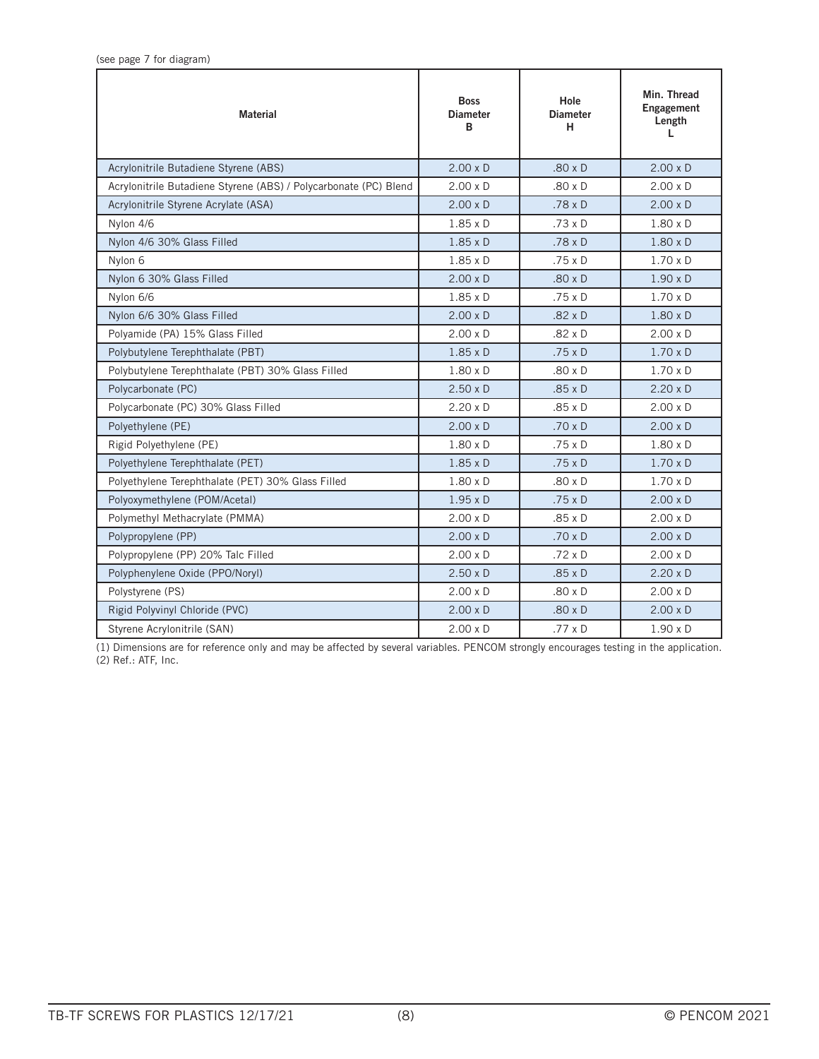(see page 7 for diagram)

| Material | Boss Diameter B | Hole Diameter H | Min. Thread Engagement Length L |
|---|---|---|---|
| Acrylonitrile Butadiene Styrene (ABS) | 2.00 x D | .80 x D | 2.00 x D |
| Acrylonitrile Butadiene Styrene (ABS) / Polycarbonate (PC) Blend | 2.00 x D | .80 x D | 2.00 x D |
| Acrylonitrile Styrene Acrylate (ASA) | 2.00 x D | .78 x D | 2.00 x D |
| Nylon 4/6 | 1.85 x D | .73 x D | 1.80 x D |
| Nylon 4/6 30% Glass Filled | 1.85 x D | .78 x D | 1.80 x D |
| Nylon 6 | 1.85 x D | .75 x D | 1.70 x D |
| Nylon 6 30% Glass Filled | 2.00 x D | .80 x D | 1.90 x D |
| Nylon 6/6 | 1.85 x D | .75 x D | 1.70 x D |
| Nylon 6/6 30% Glass Filled | 2.00 x D | .82 x D | 1.80 x D |
| Polyamide (PA) 15% Glass Filled | 2.00 x D | .82 x D | 2.00 x D |
| Polybutylene Terephthalate (PBT) | 1.85 x D | .75 x D | 1.70 x D |
| Polybutylene Terephthalate (PBT) 30% Glass Filled | 1.80 x D | .80 x D | 1.70 x D |
| Polycarbonate (PC) | 2.50 x D | .85 x D | 2.20 x D |
| Polycarbonate (PC) 30% Glass Filled | 2.20 x D | .85 x D | 2.00 x D |
| Polyethylene (PE) | 2.00 x D | .70 x D | 2.00 x D |
| Rigid Polyethylene (PE) | 1.80 x D | .75 x D | 1.80 x D |
| Polyethylene Terephthalate (PET) | 1.85 x D | .75 x D | 1.70 x D |
| Polyethylene Terephthalate (PET) 30% Glass Filled | 1.80 x D | .80 x D | 1.70 x D |
| Polyoxymethylene (POM/Acetal) | 1.95 x D | .75 x D | 2.00 x D |
| Polymethyl Methacrylate (PMMA) | 2.00 x D | .85 x D | 2.00 x D |
| Polypropylene (PP) | 2.00 x D | .70 x D | 2.00 x D |
| Polypropylene (PP) 20% Talc Filled | 2.00 x D | .72 x D | 2.00 x D |
| Polyphenylene Oxide (PPO/Noryl) | 2.50 x D | .85 x D | 2.20 x D |
| Polystyrene (PS) | 2.00 x D | .80 x D | 2.00 x D |
| Rigid Polyvinyl Chloride (PVC) | 2.00 x D | .80 x D | 2.00 x D |
| Styrene Acrylonitrile (SAN) | 2.00 x D | .77 x D | 1.90 x D |

(1) Dimensions are for reference only and may be affected by several variables. PENCOM strongly encourages testing in the application.
(2) Ref.: ATF, Inc.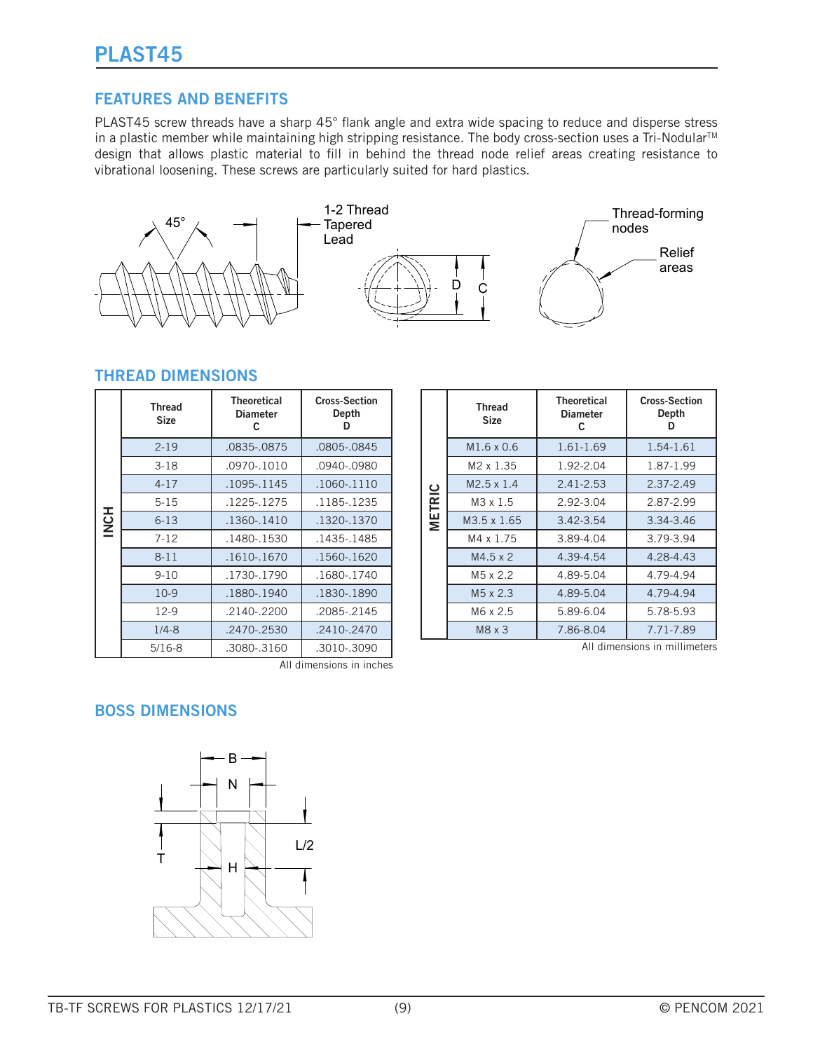# PLAST45

## FEATURES AND BENEFITS

PLAST45 screw threads have a sharp 45° flank angle and extra wide spacing to reduce and disperse stress in a plastic member while maintaining high stripping resistance. The body cross-section uses a Tri-Nodular™ design that allows plastic material to fill in behind the thread node relief areas creating resistance to vibrational loosening. These screws are particularly suited for hard plastics.

45°

1-2 Thread Tapered Lead

D C

Thread-forming nodes

Relief areas

## THREAD DIMENSIONS

| | Thread Size | Theoretical Diameter C | Cross-Section Depth D |
|---|---|---|---|
| INCH | 2-19 | .0835-.0875 | .0805-.0845 |
| | 3-18 | .0970-.1010 | .0940-.0980 |
| | 4-17 | .1095-.1145 | .1060-.1110 |
| | 5-15 | .1225-.1275 | .1185-.1235 |
| | 6-13 | .1360-.1410 | .1320-.1370 |
| | 7-12 | .1480-.1530 | .1435-.1485 |
| | 8-11 | .1610-.1670 | .1560-.1620 |
| | 9-10 | .1730-.1790 | .1680-.1740 |
| | 10-9 | .1880-.1940 | .1830-.1890 |
| | 12-9 | .2140-.2200 | .2085-.2145 |
| | 1/4-8 | .2470-.2530 | .2410-.2470 |
| | 5/16-8 | .3080-.3160 | .3010-.3090 |

All dimensions in inches

| | Thread Size | Theoretical Diameter C | Cross-Section Depth D |
|---|---|---|---|
| METRIC | M1.6 x 0.6 | 1.61-1.69 | 1.54-1.61 |
| | M2 x 1.35 | 1.92-2.04 | 1.87-1.99 |
| | M2.5 x 1.4 | 2.41-2.53 | 2.37-2.49 |
| | M3 x 1.5 | 2.92-3.04 | 2.87-2.99 |
| | M3.5 x 1.65 | 3.42-3.54 | 3.34-3.46 |
| | M4 x 1.75 | 3.89-4.04 | 3.79-3.94 |
| | M4.5 x 2 | 4.39-4.54 | 4.28-4.43 |
| | M5 x 2.2 | 4.89-5.04 | 4.79-4.94 |
| | M5 x 2.3 | 4.89-5.04 | 4.79-4.94 |
| | M6 x 2.5 | 5.89-6.04 | 5.78-5.93 |
| | M8 x 3 | 7.86-8.04 | 7.71-7.89 |

All dimensions in millimeters

## BOSS DIMENSIONS

B

N

T

L/2

H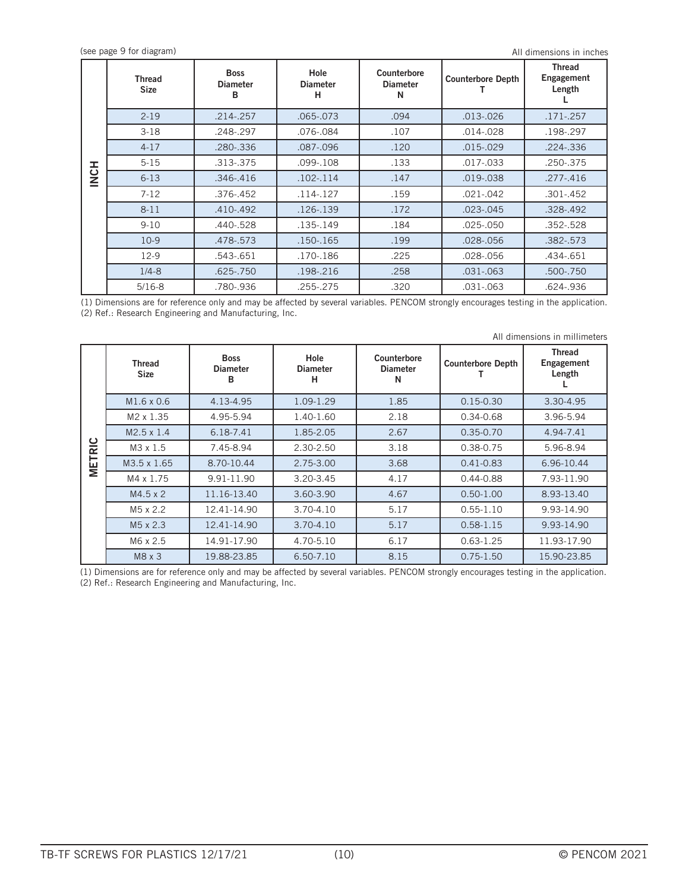(see page 9 for diagram)

All dimensions in inches

| | Thread Size | Boss Diameter B | Hole Diameter H | Counterbore Diameter N | Counterbore Depth T | Thread Engagement Length L |
|---|---|---|---|---|---|---|
| INCH | 2-19 | .214-.257 | .065-.073 | .094 | .013-.026 | .171-.257 |
| | 3-18 | .248-.297 | .076-.084 | .107 | .014-.028 | .198-.297 |
| | 4-17 | .280-.336 | .087-.096 | .120 | .015-.029 | .224-.336 |
| | 5-15 | .313-.375 | .099-.108 | .133 | .017-.033 | .250-.375 |
| | 6-13 | .346-.416 | .102-.114 | .147 | .019-.038 | .277-.416 |
| | 7-12 | .376-.452 | .114-.127 | .159 | .021-.042 | .301-.452 |
| | 8-11 | .410-.492 | .126-.139 | .172 | .023-.045 | .328-.492 |
| | 9-10 | .440-.528 | .135-.149 | .184 | .025-.050 | .352-.528 |
| | 10-9 | .478-.573 | .150-.165 | .199 | .028-.056 | .382-.573 |
| | 12-9 | .543-.651 | .170-.186 | .225 | .028-.056 | .434-.651 |
| | 1/4-8 | .625-.750 | .198-.216 | .258 | .031-.063 | .500-.750 |
| | 5/16-8 | .780-.936 | .255-.275 | .320 | .031-.063 | .624-.936 |

(1) Dimensions are for reference only and may be affected by several variables. PENCOM strongly encourages testing in the application.
(2) Ref.: Research Engineering and Manufacturing, Inc.

All dimensions in millimeters

| | Thread Size | Boss Diameter B | Hole Diameter H | Counterbore Diameter N | Counterbore Depth T | Thread Engagement Length L |
|---|---|---|---|---|---|---|
| METRIC | M1.6 x 0.6 | 4.13-4.95 | 1.09-1.29 | 1.85 | 0.15-0.30 | 3.30-4.95 |
| | M2 x 1.35 | 4.95-5.94 | 1.40-1.60 | 2.18 | 0.34-0.68 | 3.96-5.94 |
| | M2.5 x 1.4 | 6.18-7.41 | 1.85-2.05 | 2.67 | 0.35-0.70 | 4.94-7.41 |
| | M3 x 1.5 | 7.45-8.94 | 2.30-2.50 | 3.18 | 0.38-0.75 | 5.96-8.94 |
| | M3.5 x 1.65 | 8.70-10.44 | 2.75-3.00 | 3.68 | 0.41-0.83 | 6.96-10.44 |
| | M4 x 1.75 | 9.91-11.90 | 3.20-3.45 | 4.17 | 0.44-0.88 | 7.93-11.90 |
| | M4.5 x 2 | 11.16-13.40 | 3.60-3.90 | 4.67 | 0.50-1.00 | 8.93-13.40 |
| | M5 x 2.2 | 12.41-14.90 | 3.70-4.10 | 5.17 | 0.55-1.10 | 9.93-14.90 |
| | M5 x 2.3 | 12.41-14.90 | 3.70-4.10 | 5.17 | 0.58-1.15 | 9.93-14.90 |
| | M6 x 2.5 | 14.91-17.90 | 4.70-5.10 | 6.17 | 0.63-1.25 | 11.93-17.90 |
| | M8 x 3 | 19.88-23.85 | 6.50-7.10 | 8.15 | 0.75-1.50 | 15.90-23.85 |

(1) Dimensions are for reference only and may be affected by several variables. PENCOM strongly encourages testing in the application.
(2) Ref.: Research Engineering and Manufacturing, Inc.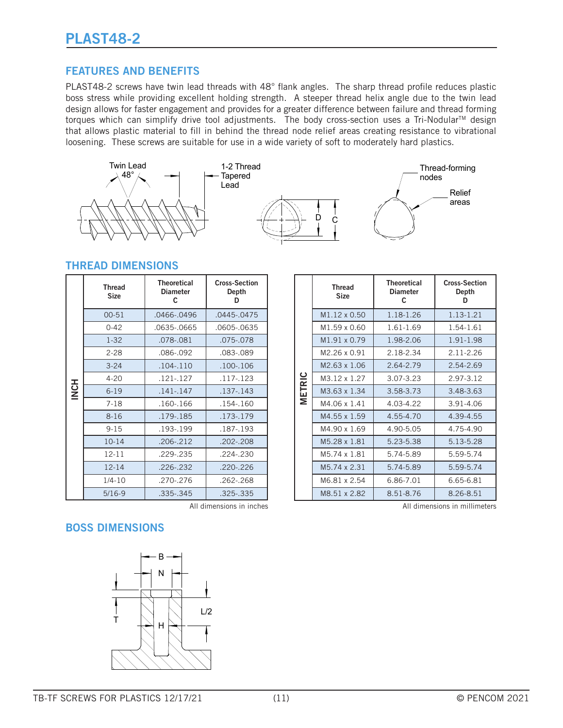# PLAST48-2

## FEATURES AND BENEFITS

PLAST48-2 screws have twin lead threads with 48° flank angles. The sharp thread profile reduces plastic boss stress while providing excellent holding strength. A steeper thread helix angle due to the twin lead design allows for faster engagement and provides for a greater difference between failure and thread forming torques which can simplify drive tool adjustments. The body cross-section uses a Tri-Nodular™ design that allows plastic material to fill in behind the thread node relief areas creating resistance to vibrational loosening. These screws are suitable for use in a wide variety of soft to moderately hard plastics.

Twin Lead 48°

1-2 Thread Tapered Lead

D C

Thread-forming nodes

Relief areas

## THREAD DIMENSIONS

**INCH**

| Thread Size | Theoretical Diameter C | Cross-Section Depth D |
|---|---|---|
| 00-51 | .0466-.0496 | .0445-.0475 |
| 0-42 | .0635-.0665 | .0605-.0635 |
| 1-32 | .078-.081 | .075-.078 |
| 2-28 | .086-.092 | .083-.089 |
| 3-24 | .104-.110 | .100-.106 |
| 4-20 | .121-.127 | .117-.123 |
| 6-19 | .141-.147 | .137-.143 |
| 7-18 | .160-.166 | .154-.160 |
| 8-16 | .179-.185 | .173-.179 |
| 9-15 | .193-.199 | .187-.193 |
| 10-14 | .206-.212 | .202-.208 |
| 12-11 | .229-.235 | .224-.230 |
| 12-14 | .226-.232 | .220-.226 |
| 1/4-10 | .270-.276 | .262-.268 |
| 5/16-9 | .335-.345 | .325-.335 |

All dimensions in inches

**METRIC**

| Thread Size | Theoretical Diameter C | Cross-Section Depth D |
|---|---|---|
| M1.12 x 0.50 | 1.18-1.26 | 1.13-1.21 |
| M1.59 x 0.60 | 1.61-1.69 | 1.54-1.61 |
| M1.91 x 0.79 | 1.98-2.06 | 1.91-1.98 |
| M2.26 x 0.91 | 2.18-2.34 | 2.11-2.26 |
| M2.63 x 1.06 | 2.64-2.79 | 2.54-2.69 |
| M3.12 x 1.27 | 3.07-3.23 | 2.97-3.12 |
| M3.63 x 1.34 | 3.58-3.73 | 3.48-3.63 |
| M4.06 x 1.41 | 4.03-4.22 | 3.91-4.06 |
| M4.55 x 1.59 | 4.55-4.70 | 4.39-4.55 |
| M4.90 x 1.69 | 4.90-5.05 | 4.75-4.90 |
| M5.28 x 1.81 | 5.23-5.38 | 5.13-5.28 |
| M5.74 x 1.81 | 5.74-5.89 | 5.59-5.74 |
| M5.74 x 2.31 | 5.74-5.89 | 5.59-5.74 |
| M6.81 x 2.54 | 6.86-7.01 | 6.65-6.81 |
| M8.51 x 2.82 | 8.51-8.76 | 8.26-8.51 |

All dimensions in millimeters

## BOSS DIMENSIONS

B N T L/2 H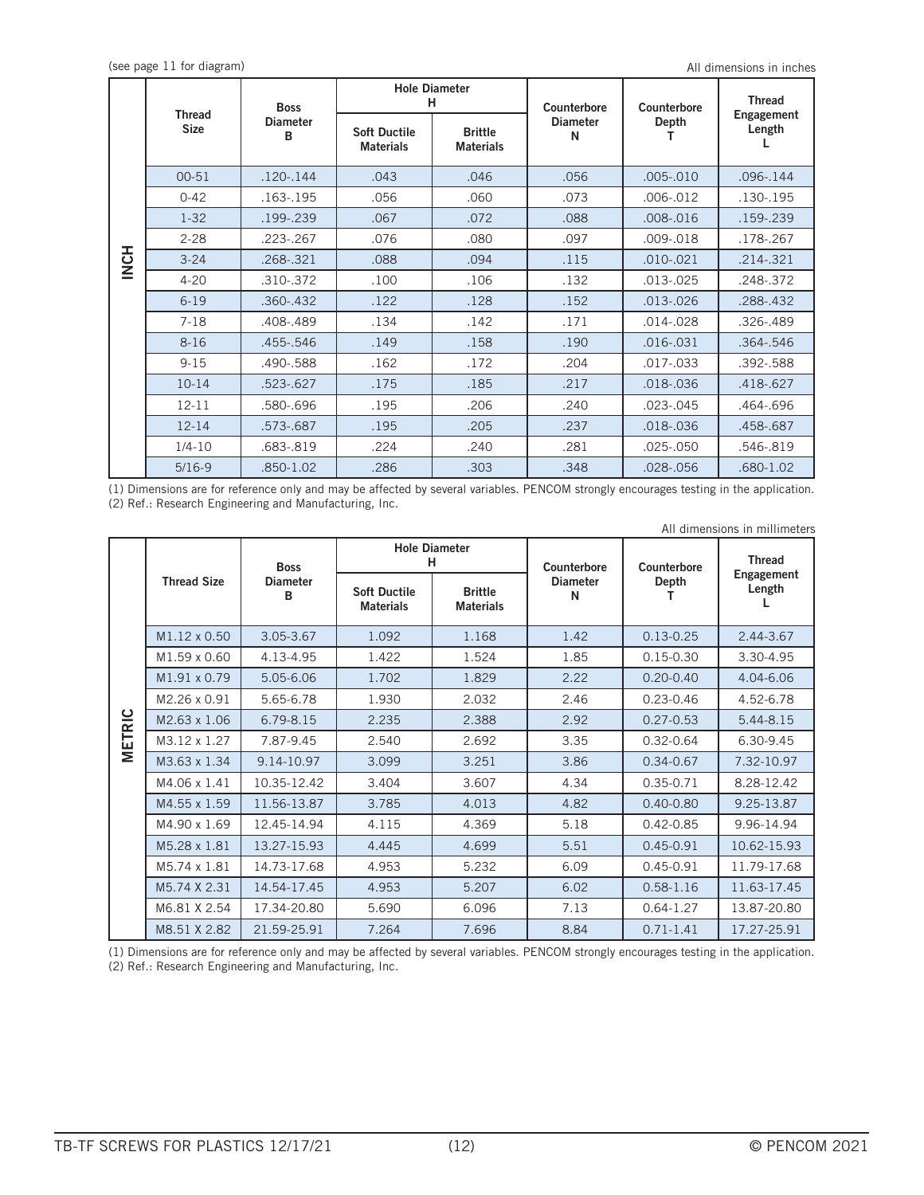(see page 11 for diagram)

All dimensions in inches

| | Thread Size | Boss Diameter B | Hole Diameter H | | Counterbore Diameter N | Counterbore Depth T | Thread Engagement Length L |
|---|---|---|---|---|---|---|---|
| | | | Soft Ductile Materials | Brittle Materials | | | |
| INCH | 00-51 | .120-.144 | .043 | .046 | .056 | .005-.010 | .096-.144 |
| | 0-42 | .163-.195 | .056 | .060 | .073 | .006-.012 | .130-.195 |
| | 1-32 | .199-.239 | .067 | .072 | .088 | .008-.016 | .159-.239 |
| | 2-28 | .223-.267 | .076 | .080 | .097 | .009-.018 | .178-.267 |
| | 3-24 | .268-.321 | .088 | .094 | .115 | .010-.021 | .214-.321 |
| | 4-20 | .310-.372 | .100 | .106 | .132 | .013-.025 | .248-.372 |
| | 6-19 | .360-.432 | .122 | .128 | .152 | .013-.026 | .288-.432 |
| | 7-18 | .408-.489 | .134 | .142 | .171 | .014-.028 | .326-.489 |
| | 8-16 | .455-.546 | .149 | .158 | .190 | .016-.031 | .364-.546 |
| | 9-15 | .490-.588 | .162 | .172 | .204 | .017-.033 | .392-.588 |
| | 10-14 | .523-.627 | .175 | .185 | .217 | .018-.036 | .418-.627 |
| | 12-11 | .580-.696 | .195 | .206 | .240 | .023-.045 | .464-.696 |
| | 12-14 | .573-.687 | .195 | .205 | .237 | .018-.036 | .458-.687 |
| | 1/4-10 | .683-.819 | .224 | .240 | .281 | .025-.050 | .546-.819 |
| | 5/16-9 | .850-1.02 | .286 | .303 | .348 | .028-.056 | .680-1.02 |

(1) Dimensions are for reference only and may be affected by several variables. PENCOM strongly encourages testing in the application.
(2) Ref.: Research Engineering and Manufacturing, Inc.

All dimensions in millimeters

| | Thread Size | Boss Diameter B | Hole Diameter H | | Counterbore Diameter N | Counterbore Depth T | Thread Engagement Length L |
|---|---|---|---|---|---|---|---|
| | | | Soft Ductile Materials | Brittle Materials | | | |
| METRIC | M1.12 x 0.50 | 3.05-3.67 | 1.092 | 1.168 | 1.42 | 0.13-0.25 | 2.44-3.67 |
| | M1.59 x 0.60 | 4.13-4.95 | 1.422 | 1.524 | 1.85 | 0.15-0.30 | 3.30-4.95 |
| | M1.91 x 0.79 | 5.05-6.06 | 1.702 | 1.829 | 2.22 | 0.20-0.40 | 4.04-6.06 |
| | M2.26 x 0.91 | 5.65-6.78 | 1.930 | 2.032 | 2.46 | 0.23-0.46 | 4.52-6.78 |
| | M2.63 x 1.06 | 6.79-8.15 | 2.235 | 2.388 | 2.92 | 0.27-0.53 | 5.44-8.15 |
| | M3.12 x 1.27 | 7.87-9.45 | 2.540 | 2.692 | 3.35 | 0.32-0.64 | 6.30-9.45 |
| | M3.63 x 1.34 | 9.14-10.97 | 3.099 | 3.251 | 3.86 | 0.34-0.67 | 7.32-10.97 |
| | M4.06 x 1.41 | 10.35-12.42 | 3.404 | 3.607 | 4.34 | 0.35-0.71 | 8.28-12.42 |
| | M4.55 x 1.59 | 11.56-13.87 | 3.785 | 4.013 | 4.82 | 0.40-0.80 | 9.25-13.87 |
| | M4.90 x 1.69 | 12.45-14.94 | 4.115 | 4.369 | 5.18 | 0.42-0.85 | 9.96-14.94 |
| | M5.28 x 1.81 | 13.27-15.93 | 4.445 | 4.699 | 5.51 | 0.45-0.91 | 10.62-15.93 |
| | M5.74 x 1.81 | 14.73-17.68 | 4.953 | 5.232 | 6.09 | 0.45-0.91 | 11.79-17.68 |
| | M5.74 X 2.31 | 14.54-17.45 | 4.953 | 5.207 | 6.02 | 0.58-1.16 | 11.63-17.45 |
| | M6.81 X 2.54 | 17.34-20.80 | 5.690 | 6.096 | 7.13 | 0.64-1.27 | 13.87-20.80 |
| | M8.51 X 2.82 | 21.59-25.91 | 7.264 | 7.696 | 8.84 | 0.71-1.41 | 17.27-25.91 |

(1) Dimensions are for reference only and may be affected by several variables. PENCOM strongly encourages testing in the application.
(2) Ref.: Research Engineering and Manufacturing, Inc.